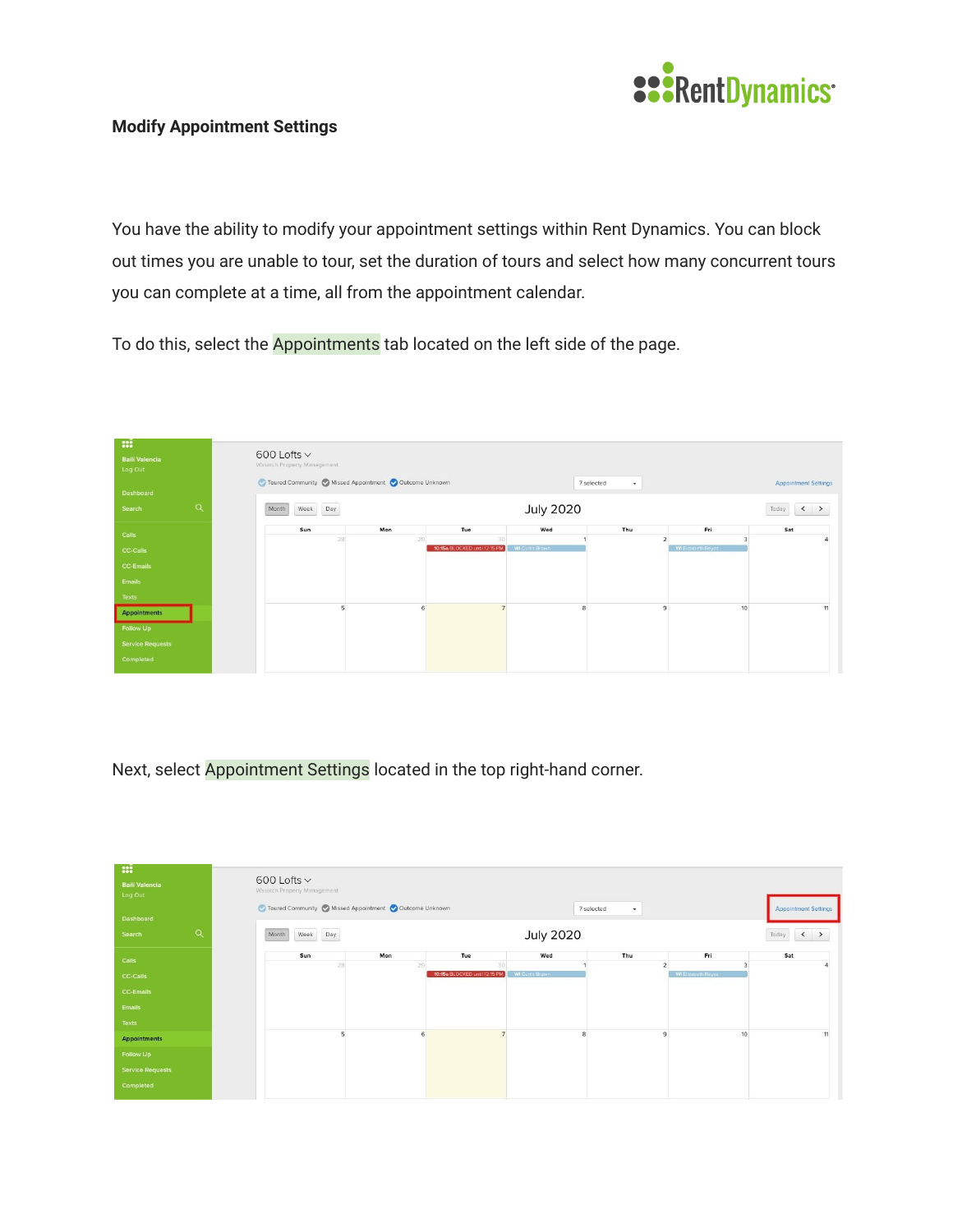## Modify Appointment Settings

You have the ability to modify your appointment settings within Rent Dynamics. You can block out times you are unable to tour, set the duration of tours and select how many concurrent tours you can complete at a time, all from the appointment calendar.

To do this, select the Appointments tab located on the left side of the page.

Next, select Appointment Settings located in the top right-hand corner.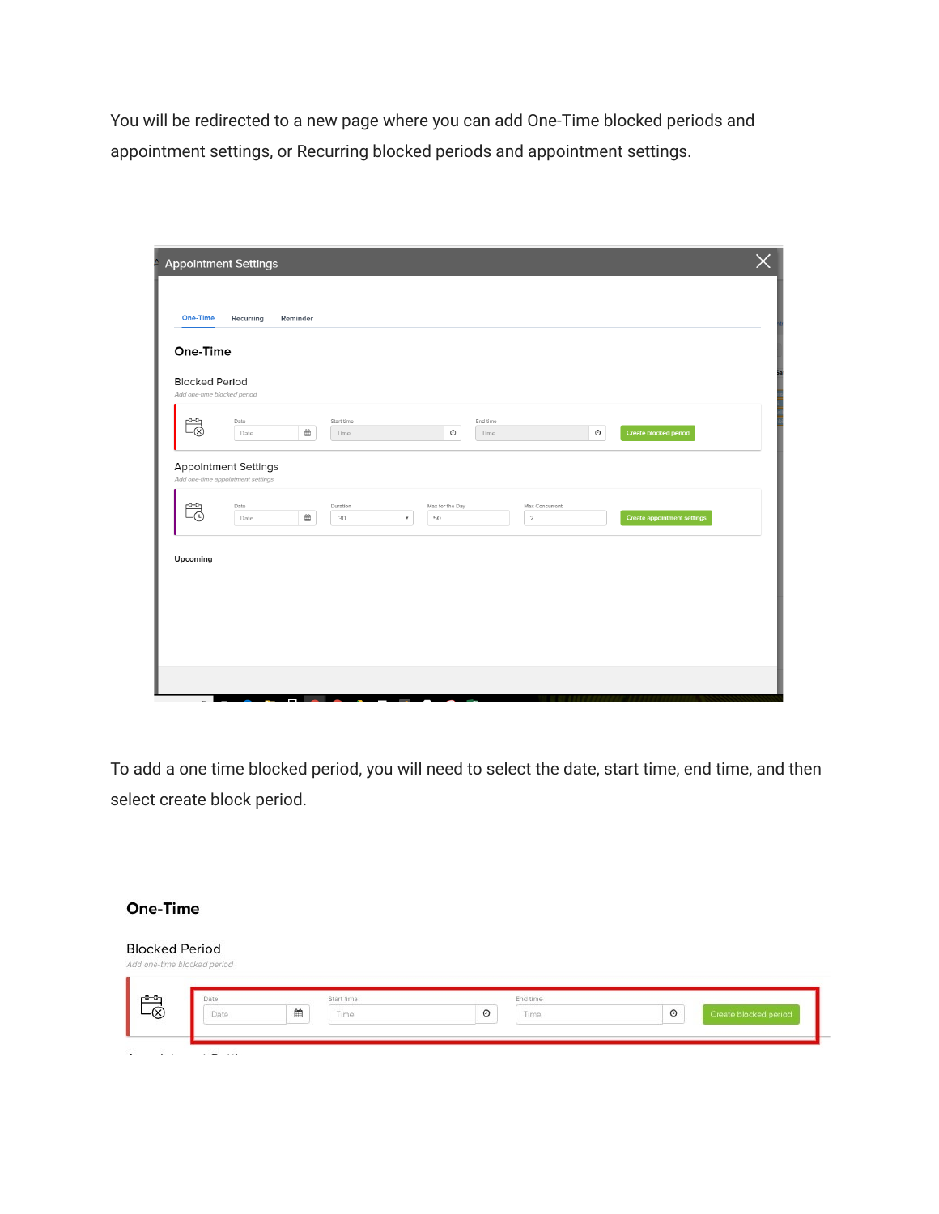You will be redirected to a new page where you can add One-Time blocked periods and appointment settings, or Recurring blocked periods and appointment settings.

To add a one time blocked period, you will need to select the date, start time, end time, and then select create block period.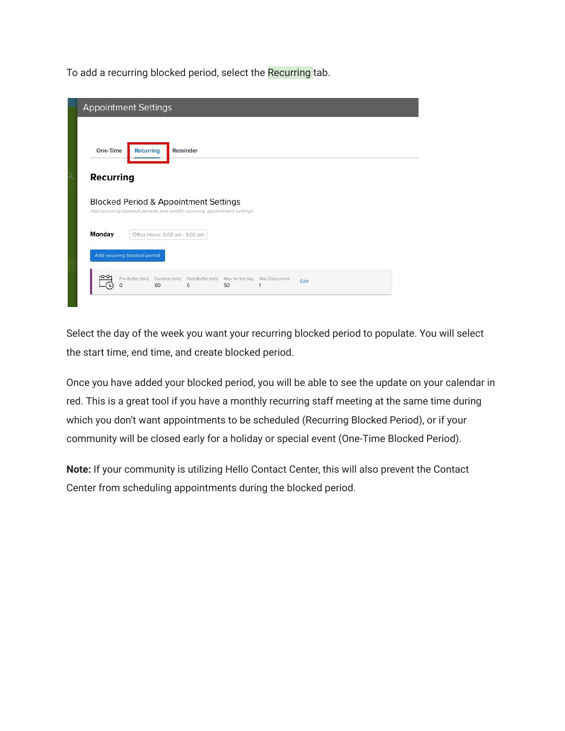To add a recurring blocked period, select the Recurring tab.

Select the day of the week you want your recurring blocked period to populate. You will select the start time, end time, and create blocked period.

Once you have added your blocked period, you will be able to see the update on your calendar in red. This is a great tool if you have a monthly recurring staff meeting at the same time during which you don't want appointments to be scheduled (Recurring Blocked Period), or if your community will be closed early for a holiday or special event (One-Time Blocked Period).

**Note:** If your community is utilizing Hello Contact Center, this will also prevent the Contact Center from scheduling appointments during the blocked period.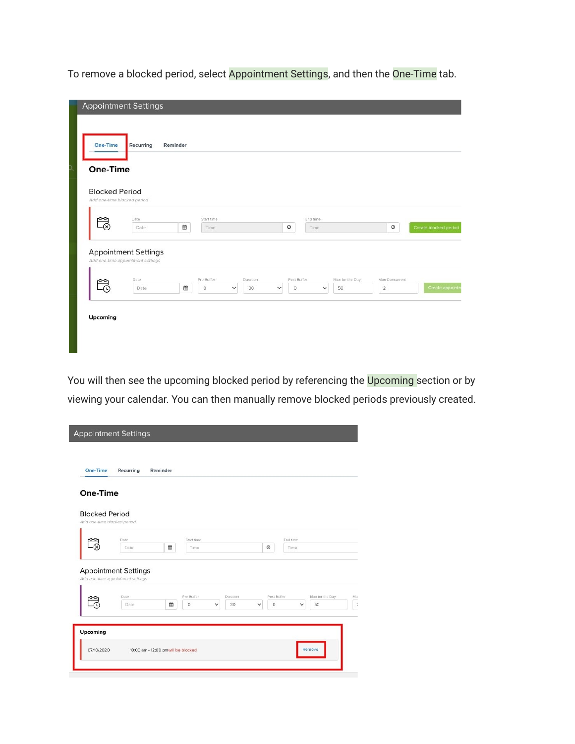To remove a blocked period, select Appointment Settings, and then the One-Time tab.

You will then see the upcoming blocked period by referencing the Upcoming section or by viewing your calendar. You can then manually remove blocked periods previously created.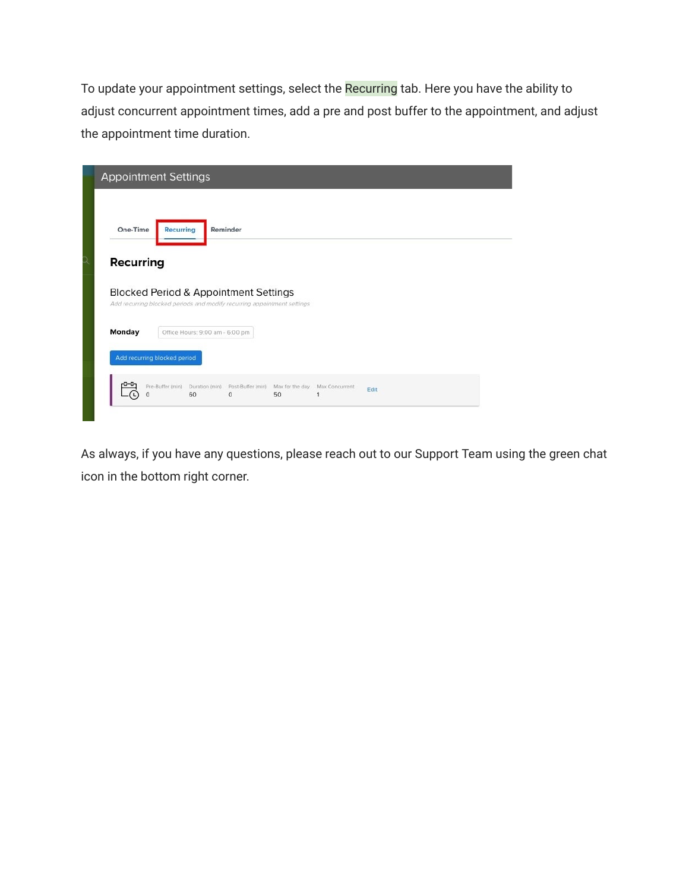To update your appointment settings, select the Recurring tab. Here you have the ability to adjust concurrent appointment times, add a pre and post buffer to the appointment, and adjust the appointment time duration.

As always, if you have any questions, please reach out to our Support Team using the green chat icon in the bottom right corner.